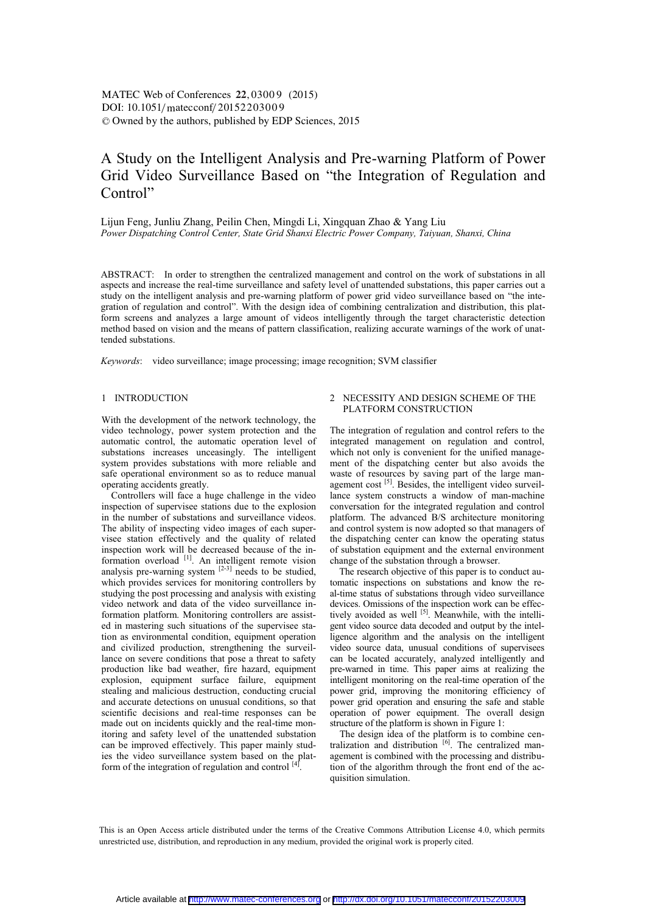MATEC Web of Conferences **22**, 03009 (2015)
DOI: 10.1051/matecconf/20152203009
© Owned by the authors, published by EDP Sciences, 2015

# A Study on the Intelligent Analysis and Pre-warning Platform of Power Grid Video Surveillance Based on "the Integration of Regulation and Control"

Lijun Feng, Junliu Zhang, Peilin Chen, Mingdi Li, Xingquan Zhao & Yang Liu

*Power Dispatching Control Center, State Grid Shanxi Electric Power Company, Taiyuan, Shanxi, China*

ABSTRACT: In order to strengthen the centralized management and control on the work of substations in all aspects and increase the real-time surveillance and safety level of unattended substations, this paper carries out a study on the intelligent analysis and pre-warning platform of power grid video surveillance based on "the integration of regulation and control". With the design idea of combining centralization and distribution, this platform screens and analyzes a large amount of videos intelligently through the target characteristic detection method based on vision and the means of pattern classification, realizing accurate warnings of the work of unattended substations.

*Keywords*: video surveillance; image processing; image recognition; SVM classifier

## 1 INTRODUCTION

With the development of the network technology, the video technology, power system protection and the automatic control, the automatic operation level of substations increases unceasingly. The intelligent system provides substations with more reliable and safe operational environment so as to reduce manual operating accidents greatly.

Controllers will face a huge challenge in the video inspection of supervisee stations due to the explosion in the number of substations and surveillance videos. The ability of inspecting video images of each supervisee station effectively and the quality of related inspection work will be decreased because of the information overload [1]. An intelligent remote vision analysis pre-warning system [2-3] needs to be studied, which provides services for monitoring controllers by studying the post processing and analysis with existing video network and data of the video surveillance information platform. Monitoring controllers are assisted in mastering such situations of the supervisee station as environmental condition, equipment operation and civilized production, strengthening the surveillance on severe conditions that pose a threat to safety production like bad weather, fire hazard, equipment explosion, equipment surface failure, equipment stealing and malicious destruction, conducting crucial and accurate detections on unusual conditions, so that scientific decisions and real-time responses can be made out on incidents quickly and the real-time monitoring and safety level of the unattended substation can be improved effectively. This paper mainly studies the video surveillance system based on the platform of the integration of regulation and control [4].

## 2 NECESSITY AND DESIGN SCHEME OF THE PLATFORM CONSTRUCTION

The integration of regulation and control refers to the integrated management on regulation and control, which not only is convenient for the unified management of the dispatching center but also avoids the waste of resources by saving part of the large management cost [5]. Besides, the intelligent video surveillance system constructs a window of man-machine conversation for the integrated regulation and control platform. The advanced B/S architecture monitoring and control system is now adopted so that managers of the dispatching center can know the operating status of substation equipment and the external environment change of the substation through a browser.

The research objective of this paper is to conduct automatic inspections on substations and know the real-time status of substations through video surveillance devices. Omissions of the inspection work can be effectively avoided as well [5]. Meanwhile, with the intelligent video source data decoded and output by the intelligence algorithm and the analysis on the intelligent video source data, unusual conditions of supervisees can be located accurately, analyzed intelligently and pre-warned in time. This paper aims at realizing the intelligent monitoring on the real-time operation of the power grid, improving the monitoring efficiency of power grid operation and ensuring the safe and stable operation of power equipment. The overall design structure of the platform is shown in Figure 1:

The design idea of the platform is to combine centralization and distribution [6]. The centralized management is combined with the processing and distribution of the algorithm through the front end of the acquisition simulation.

This is an Open Access article distributed under the terms of the Creative Commons Attribution License 4.0, which permits unrestricted use, distribution, and reproduction in any medium, provided the original work is properly cited.

Article available at http://www.matec-conferences.org or http://dx.doi.org/10.1051/matecconf/20152203009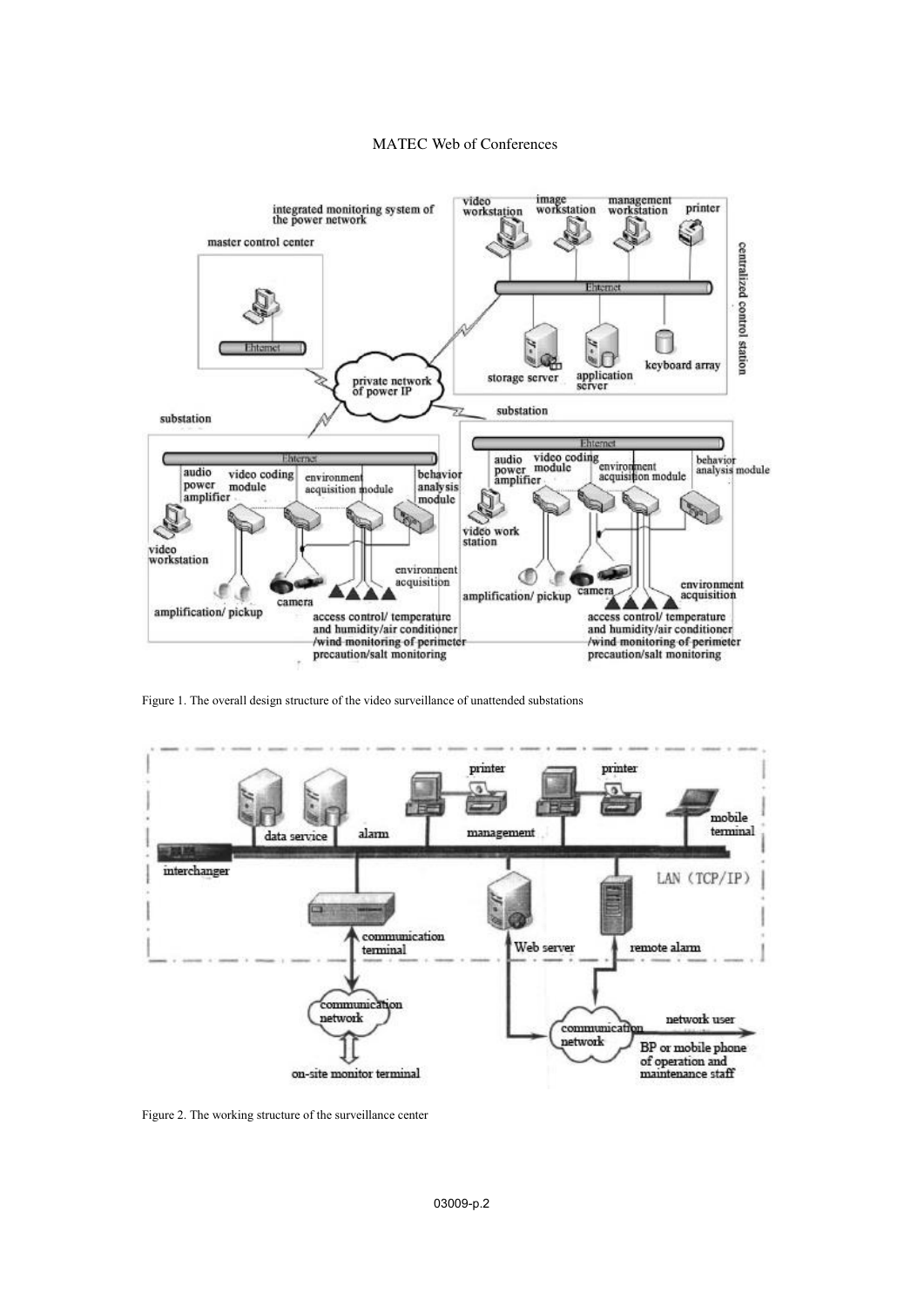Figure 1. The overall design structure of the video surveillance of unattended substations

Figure 2. The working structure of the surveillance center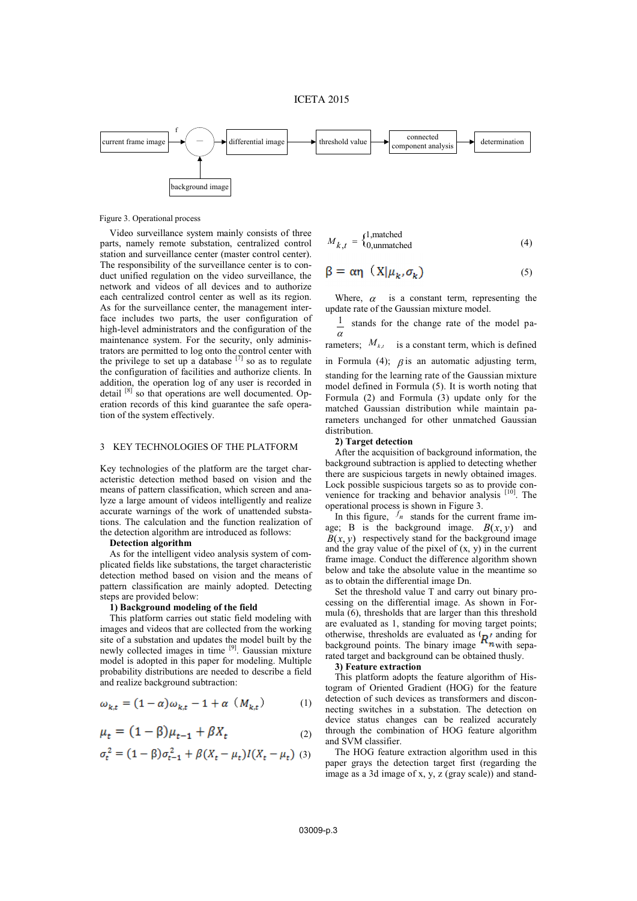current frame image → (f) − ← background image → differential image → threshold value → connected component analysis → determination

Figure 3. Operational process

Video surveillance system mainly consists of three parts, namely remote substation, centralized control station and surveillance center (master control center). The responsibility of the surveillance center is to conduct unified regulation on the video surveillance, the network and videos of all devices and to authorize each centralized control center as well as its region. As for the surveillance center, the management interface includes two parts, the user configuration of high-level administrators and the configuration of the maintenance system. For the security, only administrators are permitted to log onto the control center with the privilege to set up a database [7] so as to regulate the configuration of facilities and authorize clients. In addition, the operation log of any user is recorded in detail [8] so that operations are well documented. Operation records of this kind guarantee the safe operation of the system effectively.

## 3 KEY TECHNOLOGIES OF THE PLATFORM

Key technologies of the platform are the target characteristic detection method based on vision and the means of pattern classification, which screen and analyze a large amount of videos intelligently and realize accurate warnings of the work of unattended substations. The calculation and the function realization of the detection algorithm are introduced as follows:

**Detection algorithm**

As for the intelligent video analysis system of complicated fields like substations, the target characteristic detection method based on vision and the means of pattern classification are mainly adopted. Detecting steps are provided below:

**1) Background modeling of the field**

This platform carries out static field modeling with images and videos that are collected from the working site of a substation and updates the model built by the newly collected images in time [9]. Gaussian mixture model is adopted in this paper for modeling. Multiple probability distributions are needed to describe a field and realize background subtraction:

$$\omega_{k,t} = (1-\alpha)\omega_{k,t} - 1 + \alpha\ (M_{k,t}) \quad (1)$$

$$\mu_t = (1-\beta)\mu_{t-1} + \beta X_t \quad (2)$$

$$\sigma_t^2 = (1-\beta)\sigma_{t-1}^2 + \beta(X_t - \mu_t)I(X_t - \mu_t) \quad (3)$$

$$M_{k,t} = \begin{cases} 1, \text{matched} \\ 0, \text{unmatched} \end{cases} \quad (4)$$

$$\beta = \alpha\eta\ (X|\mu_k, \sigma_k) \quad (5)$$

Where, $\alpha$ is a constant term, representing the update rate of the Gaussian mixture model. $\frac{1}{\alpha}$ stands for the change rate of the model parameters; $M_{k,t}$ is a constant term, which is defined in Formula (4); $\beta$ is an automatic adjusting term, standing for the learning rate of the Gaussian mixture model defined in Formula (5). It is worth noting that Formula (2) and Formula (3) update only for the matched Gaussian distribution while maintain parameters unchanged for other unmatched Gaussian distribution.

**2) Target detection**

After the acquisition of background information, the background subtraction is applied to detecting whether there are suspicious targets in newly obtained images. Lock possible suspicious targets so as to provide convenience for tracking and behavior analysis [10]. The operational process is shown in Figure 3.

In this figure, $f_n$ stands for the current frame image; B is the background image. $B(x, y)$ and $B(x, y)$ respectively stand for the background image and the gray value of the pixel of (x, y) in the current frame image. Conduct the difference algorithm shown below and take the absolute value in the meantime so as to obtain the differential image Dn.

Set the threshold value T and carry out binary processing on the differential image. As shown in Formula (6), thresholds that are larger than this threshold are evaluated as 1, standing for moving target points; otherwise, thresholds are evaluated as 0, standing for background points. The binary image $R_n'$ with separated target and background can be obtained thusly.

**3) Feature extraction**

This platform adopts the feature algorithm of Histogram of Oriented Gradient (HOG) for the feature detection of such devices as transformers and disconnecting switches in a substation. The detection on device status changes can be realized accurately through the combination of HOG feature algorithm and SVM classifier.

The HOG feature extraction algorithm used in this paper grays the detection target first (regarding the image as a 3d image of x, y, z (gray scale)) and stand-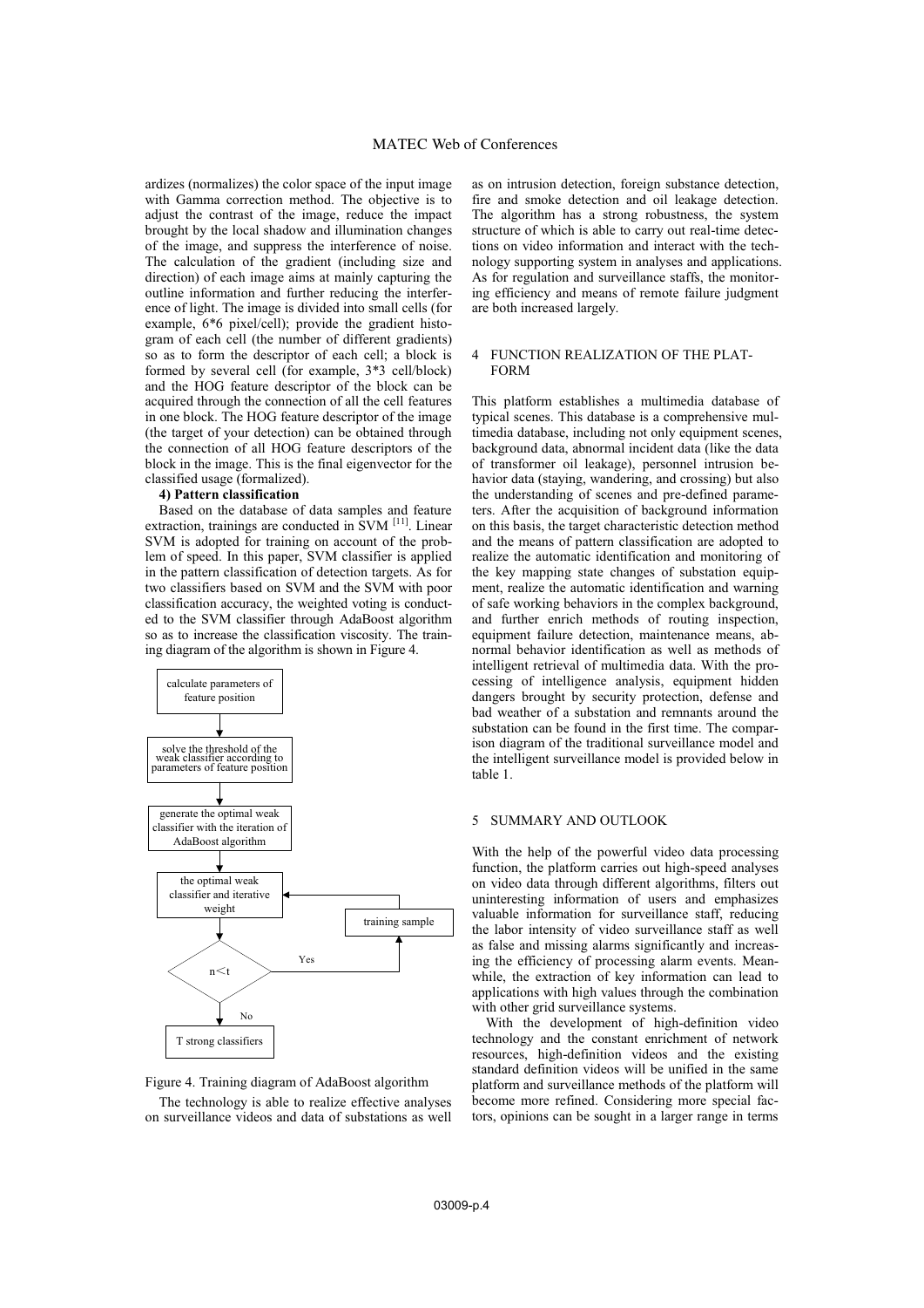ardizes (normalizes) the color space of the input image with Gamma correction method. The objective is to adjust the contrast of the image, reduce the impact brought by the local shadow and illumination changes of the image, and suppress the interference of noise. The calculation of the gradient (including size and direction) of each image aims at mainly capturing the outline information and further reducing the interference of light. The image is divided into small cells (for example, 6*6 pixel/cell); provide the gradient histogram of each cell (the number of different gradients) so as to form the descriptor of each cell; a block is formed by several cell (for example, 3*3 cell/block) and the HOG feature descriptor of the block can be acquired through the connection of all the cell features in one block. The HOG feature descriptor of the image (the target of your detection) can be obtained through the connection of all HOG feature descriptors of the block in the image. This is the final eigenvector for the classified usage (formalized).

**4) Pattern classification**

Based on the database of data samples and feature extraction, trainings are conducted in SVM [11]. Linear SVM is adopted for training on account of the problem of speed. In this paper, SVM classifier is applied in the pattern classification of detection targets. As for two classifiers based on SVM and the SVM with poor classification accuracy, the weighted voting is conducted to the SVM classifier through AdaBoost algorithm so as to increase the classification viscosity. The training diagram of the algorithm is shown in Figure 4.

```
calculate parameters of feature position
        |
        v
solve the threshold of the weak classifier according to parameters of feature position
        |
        v
generate the optimal weak classifier with the iteration of AdaBoost algorithm
        |
        v
the optimal weak classifier and iterative weight  <----  training sample
        |                                                     ^
        v                                                     |
      n<t  ----------------- Yes ----------------------------+
        |
        No
        v
T strong classifiers
```

Figure 4. Training diagram of AdaBoost algorithm

The technology is able to realize effective analyses on surveillance videos and data of substations as well as on intrusion detection, foreign substance detection, fire and smoke detection and oil leakage detection. The algorithm has a strong robustness, the system structure of which is able to carry out real-time detections on video information and interact with the technology supporting system in analyses and applications. As for regulation and surveillance staffs, the monitoring efficiency and means of remote failure judgment are both increased largely.

## 4 FUNCTION REALIZATION OF THE PLATFORM

This platform establishes a multimedia database of typical scenes. This database is a comprehensive multimedia database, including not only equipment scenes, background data, abnormal incident data (like the data of transformer oil leakage), personnel intrusion behavior data (staying, wandering, and crossing) but also the understanding of scenes and pre-defined parameters. After the acquisition of background information on this basis, the target characteristic detection method and the means of pattern classification are adopted to realize the automatic identification and monitoring of the key mapping state changes of substation equipment, realize the automatic identification and warning of safe working behaviors in the complex background, and further enrich methods of routing inspection, equipment failure detection, maintenance means, abnormal behavior identification as well as methods of intelligent retrieval of multimedia data. With the processing of intelligence analysis, equipment hidden dangers brought by security protection, defense and bad weather of a substation and remnants around the substation can be found in the first time. The comparison diagram of the traditional surveillance model and the intelligent surveillance model is provided below in table 1.

## 5 SUMMARY AND OUTLOOK

With the help of the powerful video data processing function, the platform carries out high-speed analyses on video data through different algorithms, filters out uninteresting information of users and emphasizes valuable information for surveillance staff, reducing the labor intensity of video surveillance staff as well as false and missing alarms significantly and increasing the efficiency of processing alarm events. Meanwhile, the extraction of key information can lead to applications with high values through the combination with other grid surveillance systems.

With the development of high-definition video technology and the constant enrichment of network resources, high-definition videos and the existing standard definition videos will be unified in the same platform and surveillance methods of the platform will become more refined. Considering more special factors, opinions can be sought in a larger range in terms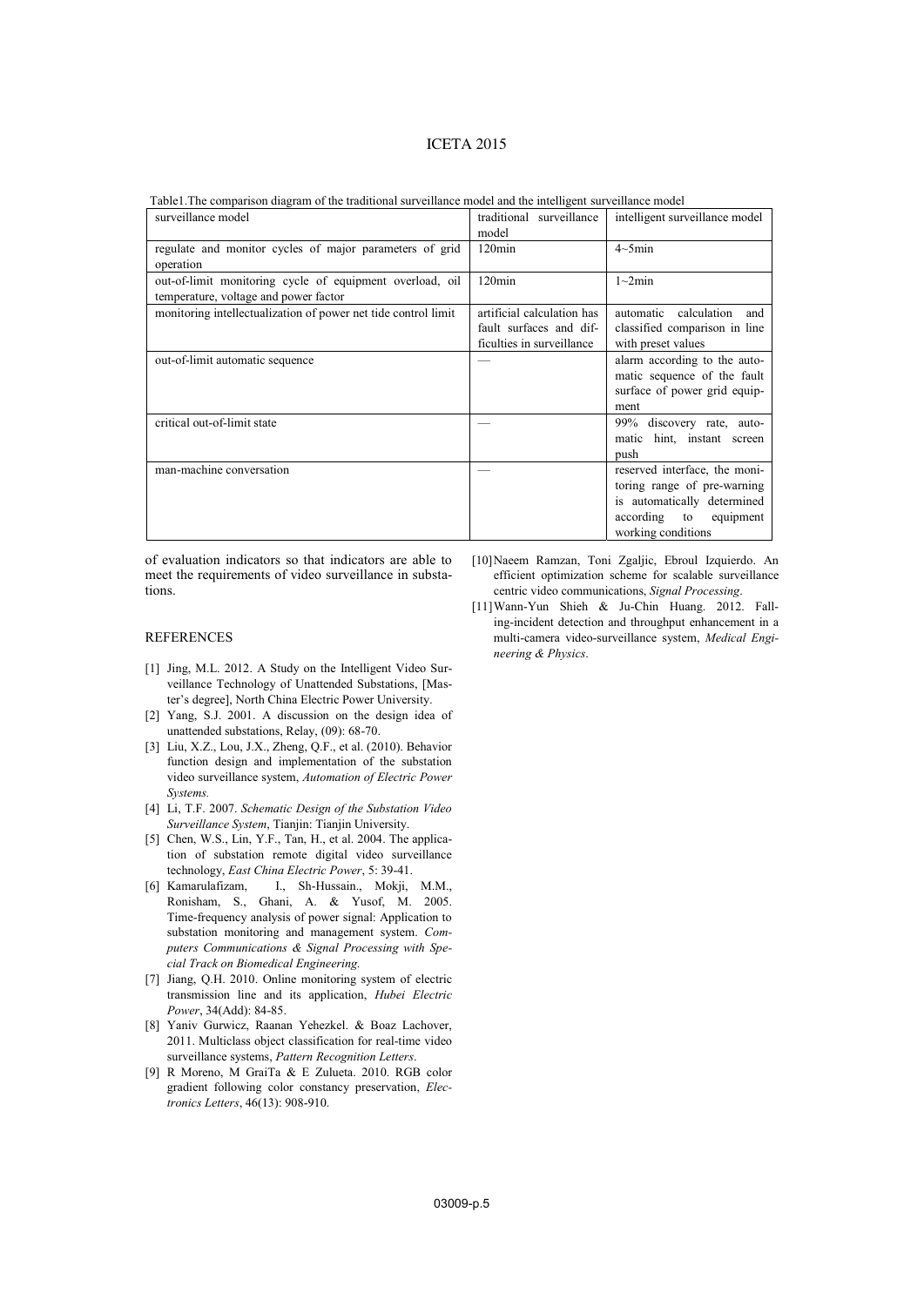Table1.The comparison diagram of the traditional surveillance model and the intelligent surveillance model

| surveillance model | traditional surveillance model | intelligent surveillance model |
|---|---|---|
| regulate and monitor cycles of major parameters of grid operation | 120min | 4~5min |
| out-of-limit monitoring cycle of equipment overload, oil temperature, voltage and power factor | 120min | 1~2min |
| monitoring intellectualization of power net tide control limit | artificial calculation has fault surfaces and difficulties in surveillance | automatic calculation and classified comparison in line with preset values |
| out-of-limit automatic sequence | — | alarm according to the automatic sequence of the fault surface of power grid equipment |
| critical out-of-limit state | — | 99% discovery rate, automatic hint, instant screen push |
| man-machine conversation | — | reserved interface, the monitoring range of pre-warning is automatically determined according to equipment working conditions |

of evaluation indicators so that indicators are able to meet the requirements of video surveillance in substations.

## REFERENCES

[1] Jing, M.L. 2012. A Study on the Intelligent Video Surveillance Technology of Unattended Substations, [Master's degree], North China Electric Power University.

[2] Yang, S.J. 2001. A discussion on the design idea of unattended substations, Relay, (09): 68-70.

[3] Liu, X.Z., Lou, J.X., Zheng, Q.F., et al. (2010). Behavior function design and implementation of the substation video surveillance system, *Automation of Electric Power Systems.*

[4] Li, T.F. 2007. *Schematic Design of the Substation Video Surveillance System*, Tianjin: Tianjin University.

[5] Chen, W.S., Lin, Y.F., Tan, H., et al. 2004. The application of substation remote digital video surveillance technology, *East China Electric Power*, 5: 39-41.

[6] Kamarulafizam, I., Sh-Hussain., Mokji, M.M., Ronisham, S., Ghani, A. & Yusof, M. 2005. Time-frequency analysis of power signal: Application to substation monitoring and management system. *Computers Communications & Signal Processing with Special Track on Biomedical Engineering.*

[7] Jiang, Q.H. 2010. Online monitoring system of electric transmission line and its application, *Hubei Electric Power*, 34(Add): 84-85.

[8] Yaniv Gurwicz, Raanan Yehezkel. & Boaz Lachover, 2011. Multiclass object classification for real-time video surveillance systems, *Pattern Recognition Letters*.

[9] R Moreno, M GraiTa & E Zulueta. 2010. RGB color gradient following color constancy preservation, *Electronics Letters*, 46(13): 908-910.

[10] Naeem Ramzan, Toni Zgaljic, Ebroul Izquierdo. An efficient optimization scheme for scalable surveillance centric video communications, *Signal Processing*.

[11] Wann-Yun Shieh & Ju-Chin Huang. 2012. Falling-incident detection and throughput enhancement in a multi-camera video-surveillance system, *Medical Engineering & Physics*.